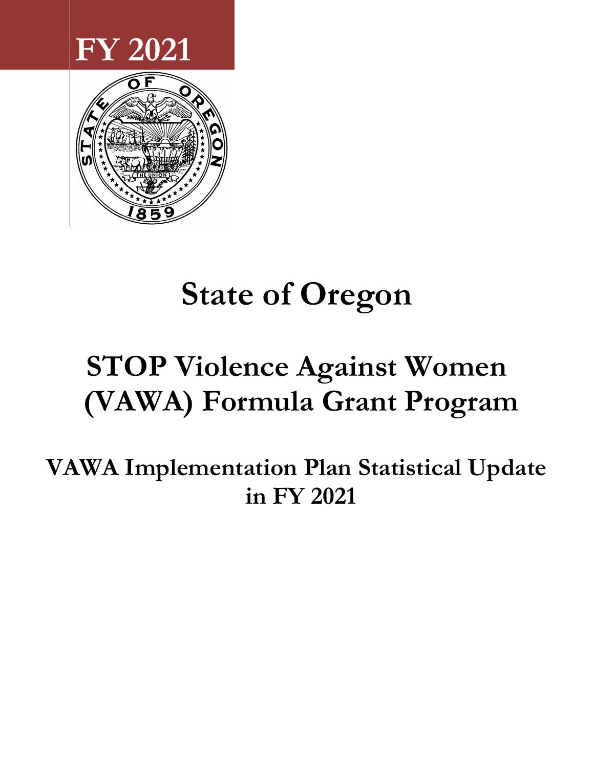FY 2021

# State of Oregon

## STOP Violence Against Women (VAWA) Formula Grant Program

### VAWA Implementation Plan Statistical Update in FY 2021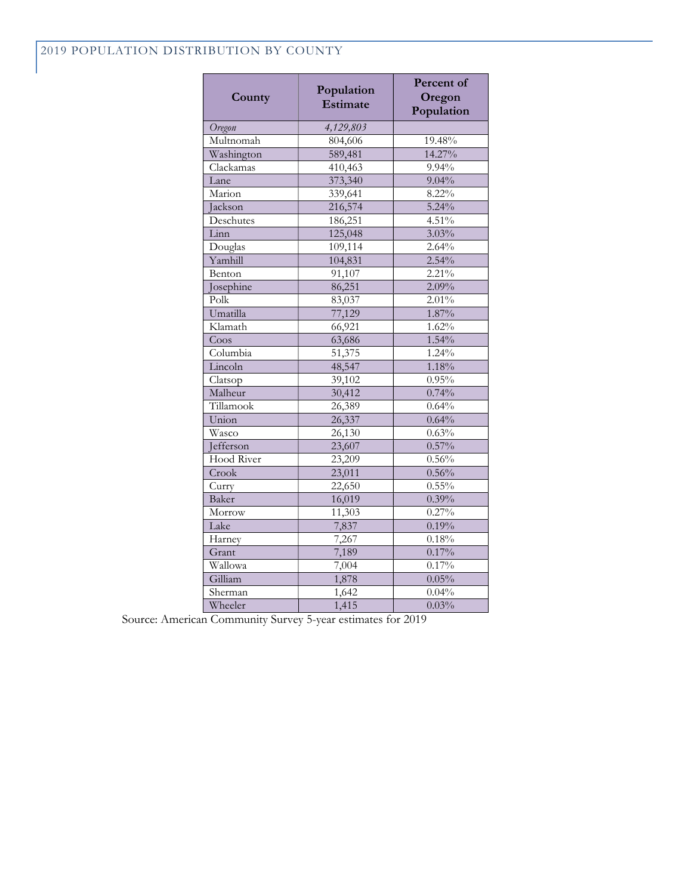## 2019 POPULATION DISTRIBUTION BY COUNTY

| County | Population Estimate | Percent of Oregon Population |
|---|---|---|
| *Oregon* | *4,129,803* | |
| Multnomah | 804,606 | 19.48% |
| Washington | 589,481 | 14.27% |
| Clackamas | 410,463 | 9.94% |
| Lane | 373,340 | 9.04% |
| Marion | 339,641 | 8.22% |
| Jackson | 216,574 | 5.24% |
| Deschutes | 186,251 | 4.51% |
| Linn | 125,048 | 3.03% |
| Douglas | 109,114 | 2.64% |
| Yamhill | 104,831 | 2.54% |
| Benton | 91,107 | 2.21% |
| Josephine | 86,251 | 2.09% |
| Polk | 83,037 | 2.01% |
| Umatilla | 77,129 | 1.87% |
| Klamath | 66,921 | 1.62% |
| Coos | 63,686 | 1.54% |
| Columbia | 51,375 | 1.24% |
| Lincoln | 48,547 | 1.18% |
| Clatsop | 39,102 | 0.95% |
| Malheur | 30,412 | 0.74% |
| Tillamook | 26,389 | 0.64% |
| Union | 26,337 | 0.64% |
| Wasco | 26,130 | 0.63% |
| Jefferson | 23,607 | 0.57% |
| Hood River | 23,209 | 0.56% |
| Crook | 23,011 | 0.56% |
| Curry | 22,650 | 0.55% |
| Baker | 16,019 | 0.39% |
| Morrow | 11,303 | 0.27% |
| Lake | 7,837 | 0.19% |
| Harney | 7,267 | 0.18% |
| Grant | 7,189 | 0.17% |
| Wallowa | 7,004 | 0.17% |
| Gilliam | 1,878 | 0.05% |
| Sherman | 1,642 | 0.04% |
| Wheeler | 1,415 | 0.03% |

Source: American Community Survey 5-year estimates for 2019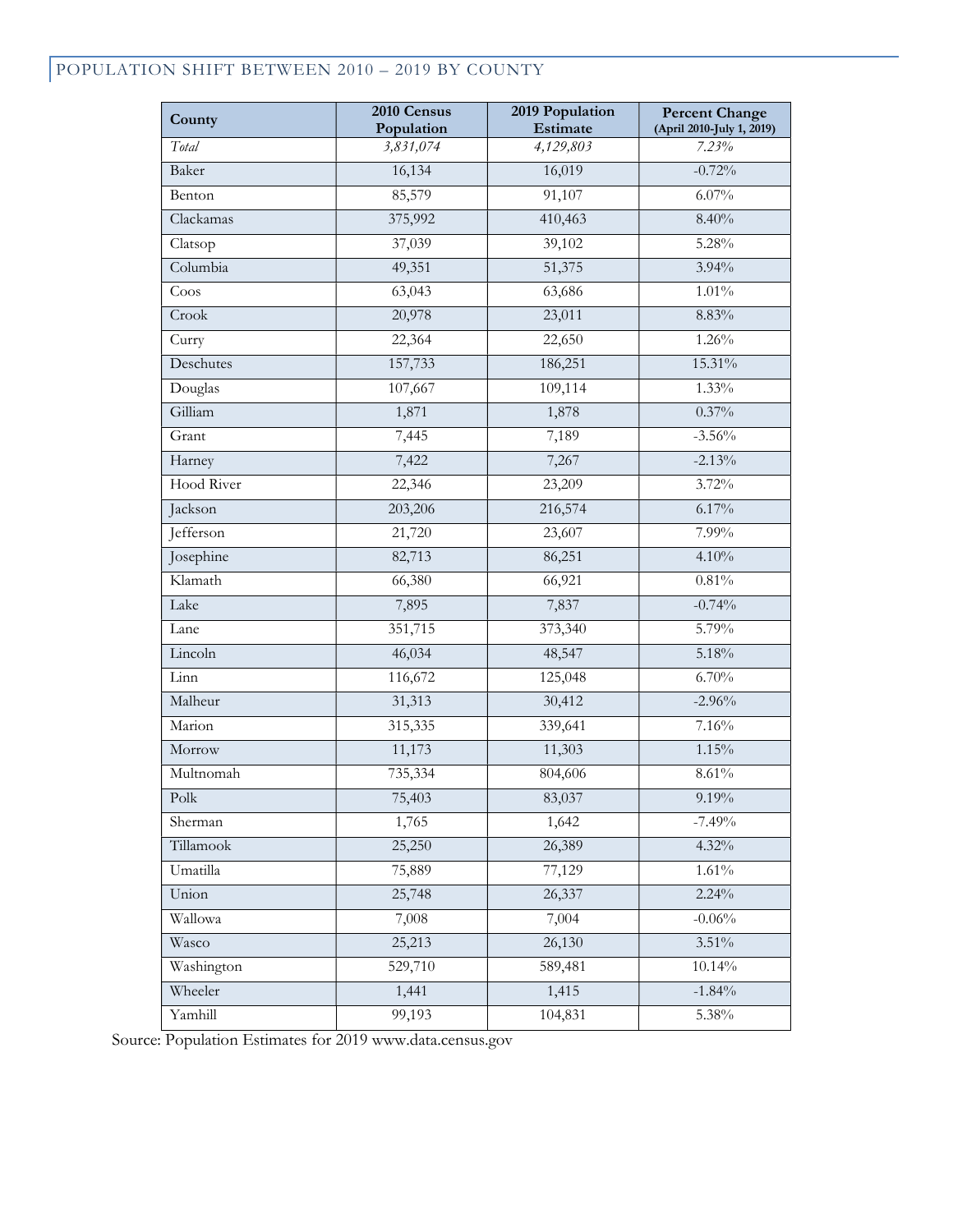## POPULATION SHIFT BETWEEN 2010 – 2019 BY COUNTY

| County | 2010 Census Population | 2019 Population Estimate | Percent Change (April 2010-July 1, 2019) |
|---|---|---|---|
| *Total* | *3,831,074* | *4,129,803* | *7.23%* |
| Baker | 16,134 | 16,019 | -0.72% |
| Benton | 85,579 | 91,107 | 6.07% |
| Clackamas | 375,992 | 410,463 | 8.40% |
| Clatsop | 37,039 | 39,102 | 5.28% |
| Columbia | 49,351 | 51,375 | 3.94% |
| Coos | 63,043 | 63,686 | 1.01% |
| Crook | 20,978 | 23,011 | 8.83% |
| Curry | 22,364 | 22,650 | 1.26% |
| Deschutes | 157,733 | 186,251 | 15.31% |
| Douglas | 107,667 | 109,114 | 1.33% |
| Gilliam | 1,871 | 1,878 | 0.37% |
| Grant | 7,445 | 7,189 | -3.56% |
| Harney | 7,422 | 7,267 | -2.13% |
| Hood River | 22,346 | 23,209 | 3.72% |
| Jackson | 203,206 | 216,574 | 6.17% |
| Jefferson | 21,720 | 23,607 | 7.99% |
| Josephine | 82,713 | 86,251 | 4.10% |
| Klamath | 66,380 | 66,921 | 0.81% |
| Lake | 7,895 | 7,837 | -0.74% |
| Lane | 351,715 | 373,340 | 5.79% |
| Lincoln | 46,034 | 48,547 | 5.18% |
| Linn | 116,672 | 125,048 | 6.70% |
| Malheur | 31,313 | 30,412 | -2.96% |
| Marion | 315,335 | 339,641 | 7.16% |
| Morrow | 11,173 | 11,303 | 1.15% |
| Multnomah | 735,334 | 804,606 | 8.61% |
| Polk | 75,403 | 83,037 | 9.19% |
| Sherman | 1,765 | 1,642 | -7.49% |
| Tillamook | 25,250 | 26,389 | 4.32% |
| Umatilla | 75,889 | 77,129 | 1.61% |
| Union | 25,748 | 26,337 | 2.24% |
| Wallowa | 7,008 | 7,004 | -0.06% |
| Wasco | 25,213 | 26,130 | 3.51% |
| Washington | 529,710 | 589,481 | 10.14% |
| Wheeler | 1,441 | 1,415 | -1.84% |
| Yamhill | 99,193 | 104,831 | 5.38% |

Source: Population Estimates for 2019 www.data.census.gov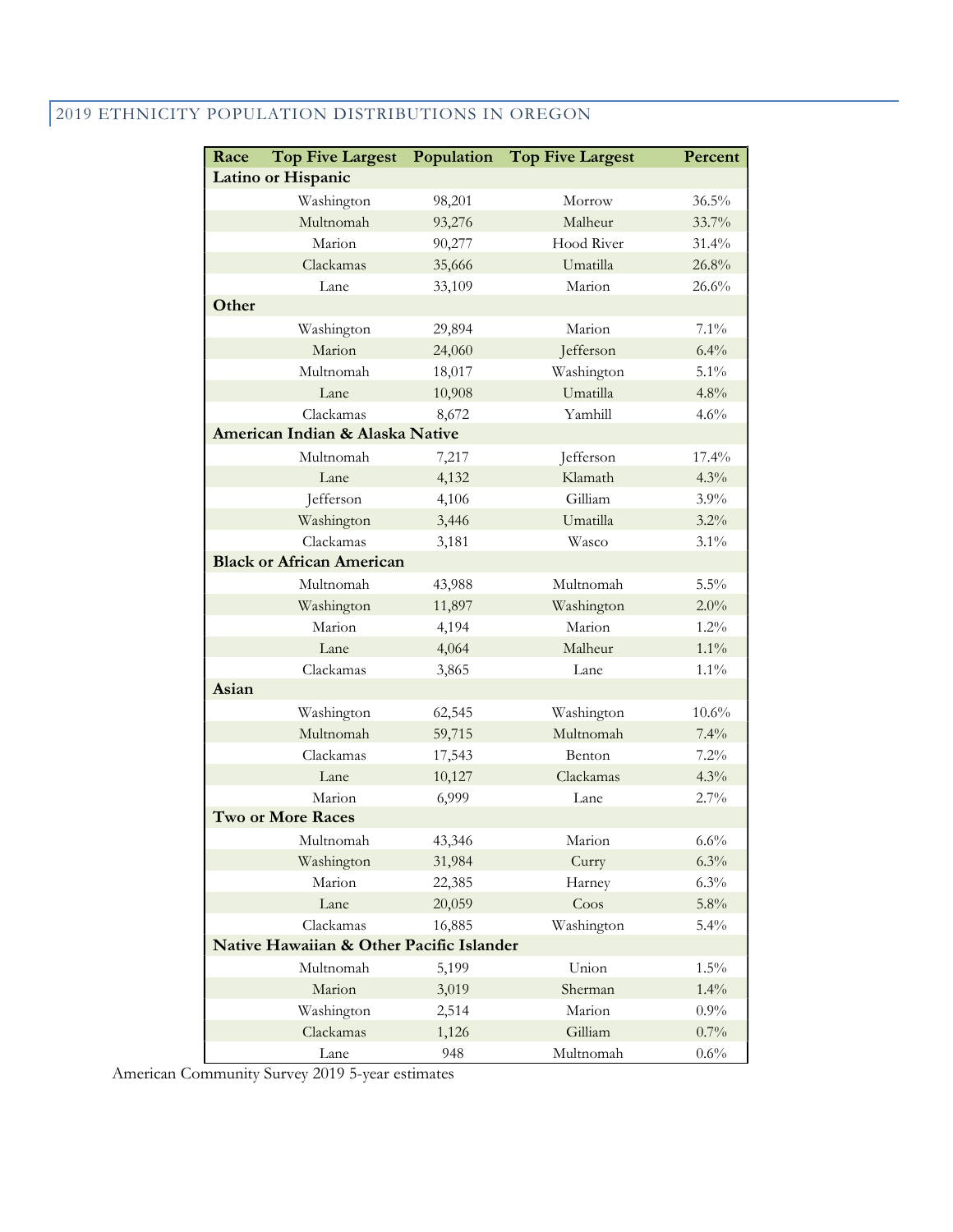## 2019 ETHNICITY POPULATION DISTRIBUTIONS IN OREGON

| Race | Top Five Largest | Population | Top Five Largest | Percent |
|---|---|---|---|---|
| **Latino or Hispanic** | | | | |
| | Washington | 98,201 | Morrow | 36.5% |
| | Multnomah | 93,276 | Malheur | 33.7% |
| | Marion | 90,277 | Hood River | 31.4% |
| | Clackamas | 35,666 | Umatilla | 26.8% |
| | Lane | 33,109 | Marion | 26.6% |
| **Other** | | | | |
| | Washington | 29,894 | Marion | 7.1% |
| | Marion | 24,060 | Jefferson | 6.4% |
| | Multnomah | 18,017 | Washington | 5.1% |
| | Lane | 10,908 | Umatilla | 4.8% |
| | Clackamas | 8,672 | Yamhill | 4.6% |
| **American Indian & Alaska Native** | | | | |
| | Multnomah | 7,217 | Jefferson | 17.4% |
| | Lane | 4,132 | Klamath | 4.3% |
| | Jefferson | 4,106 | Gilliam | 3.9% |
| | Washington | 3,446 | Umatilla | 3.2% |
| | Clackamas | 3,181 | Wasco | 3.1% |
| **Black or African American** | | | | |
| | Multnomah | 43,988 | Multnomah | 5.5% |
| | Washington | 11,897 | Washington | 2.0% |
| | Marion | 4,194 | Marion | 1.2% |
| | Lane | 4,064 | Malheur | 1.1% |
| | Clackamas | 3,865 | Lane | 1.1% |
| **Asian** | | | | |
| | Washington | 62,545 | Washington | 10.6% |
| | Multnomah | 59,715 | Multnomah | 7.4% |
| | Clackamas | 17,543 | Benton | 7.2% |
| | Lane | 10,127 | Clackamas | 4.3% |
| | Marion | 6,999 | Lane | 2.7% |
| **Two or More Races** | | | | |
| | Multnomah | 43,346 | Marion | 6.6% |
| | Washington | 31,984 | Curry | 6.3% |
| | Marion | 22,385 | Harney | 6.3% |
| | Lane | 20,059 | Coos | 5.8% |
| | Clackamas | 16,885 | Washington | 5.4% |
| **Native Hawaiian & Other Pacific Islander** | | | | |
| | Multnomah | 5,199 | Union | 1.5% |
| | Marion | 3,019 | Sherman | 1.4% |
| | Washington | 2,514 | Marion | 0.9% |
| | Clackamas | 1,126 | Gilliam | 0.7% |
| | Lane | 948 | Multnomah | 0.6% |

American Community Survey 2019 5-year estimates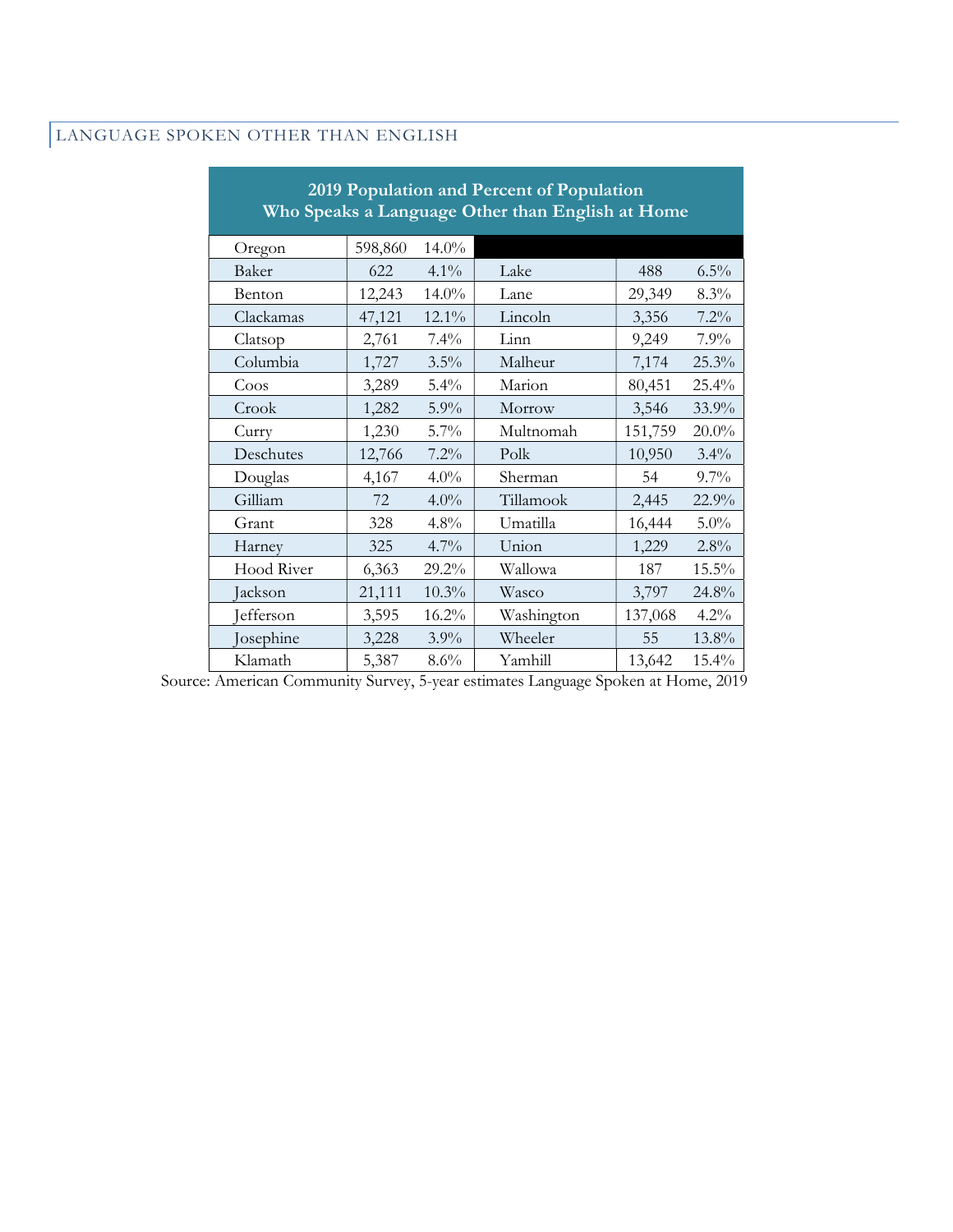## LANGUAGE SPOKEN OTHER THAN ENGLISH

**2019 Population and Percent of Population Who Speaks a Language Other than English at Home**

| | | | | | |
|---|---|---|---|---|---|
| Oregon | 598,860 | 14.0% | | | |
| Baker | 622 | 4.1% | Lake | 488 | 6.5% |
| Benton | 12,243 | 14.0% | Lane | 29,349 | 8.3% |
| Clackamas | 47,121 | 12.1% | Lincoln | 3,356 | 7.2% |
| Clatsop | 2,761 | 7.4% | Linn | 9,249 | 7.9% |
| Columbia | 1,727 | 3.5% | Malheur | 7,174 | 25.3% |
| Coos | 3,289 | 5.4% | Marion | 80,451 | 25.4% |
| Crook | 1,282 | 5.9% | Morrow | 3,546 | 33.9% |
| Curry | 1,230 | 5.7% | Multnomah | 151,759 | 20.0% |
| Deschutes | 12,766 | 7.2% | Polk | 10,950 | 3.4% |
| Douglas | 4,167 | 4.0% | Sherman | 54 | 9.7% |
| Gilliam | 72 | 4.0% | Tillamook | 2,445 | 22.9% |
| Grant | 328 | 4.8% | Umatilla | 16,444 | 5.0% |
| Harney | 325 | 4.7% | Union | 1,229 | 2.8% |
| Hood River | 6,363 | 29.2% | Wallowa | 187 | 15.5% |
| Jackson | 21,111 | 10.3% | Wasco | 3,797 | 24.8% |
| Jefferson | 3,595 | 16.2% | Washington | 137,068 | 4.2% |
| Josephine | 3,228 | 3.9% | Wheeler | 55 | 13.8% |
| Klamath | 5,387 | 8.6% | Yamhill | 13,642 | 15.4% |

Source: American Community Survey, 5-year estimates Language Spoken at Home, 2019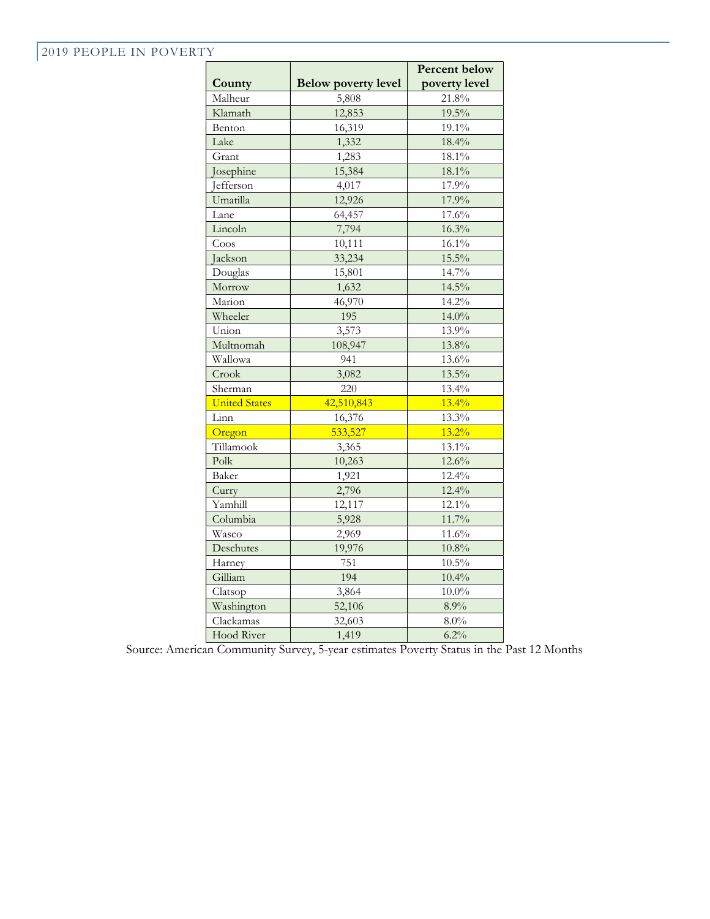## 2019 PEOPLE IN POVERTY

| County | Below poverty level | Percent below poverty level |
|---|---|---|
| Malheur | 5,808 | 21.8% |
| Klamath | 12,853 | 19.5% |
| Benton | 16,319 | 19.1% |
| Lake | 1,332 | 18.4% |
| Grant | 1,283 | 18.1% |
| Josephine | 15,384 | 18.1% |
| Jefferson | 4,017 | 17.9% |
| Umatilla | 12,926 | 17.9% |
| Lane | 64,457 | 17.6% |
| Lincoln | 7,794 | 16.3% |
| Coos | 10,111 | 16.1% |
| Jackson | 33,234 | 15.5% |
| Douglas | 15,801 | 14.7% |
| Morrow | 1,632 | 14.5% |
| Marion | 46,970 | 14.2% |
| Wheeler | 195 | 14.0% |
| Union | 3,573 | 13.9% |
| Multnomah | 108,947 | 13.8% |
| Wallowa | 941 | 13.6% |
| Crook | 3,082 | 13.5% |
| Sherman | 220 | 13.4% |
| United States | 42,510,843 | 13.4% |
| Linn | 16,376 | 13.3% |
| Oregon | 533,527 | 13.2% |
| Tillamook | 3,365 | 13.1% |
| Polk | 10,263 | 12.6% |
| Baker | 1,921 | 12.4% |
| Curry | 2,796 | 12.4% |
| Yamhill | 12,117 | 12.1% |
| Columbia | 5,928 | 11.7% |
| Wasco | 2,969 | 11.6% |
| Deschutes | 19,976 | 10.8% |
| Harney | 751 | 10.5% |
| Gilliam | 194 | 10.4% |
| Clatsop | 3,864 | 10.0% |
| Washington | 52,106 | 8.9% |
| Clackamas | 32,603 | 8.0% |
| Hood River | 1,419 | 6.2% |

Source: American Community Survey, 5-year estimates Poverty Status in the Past 12 Months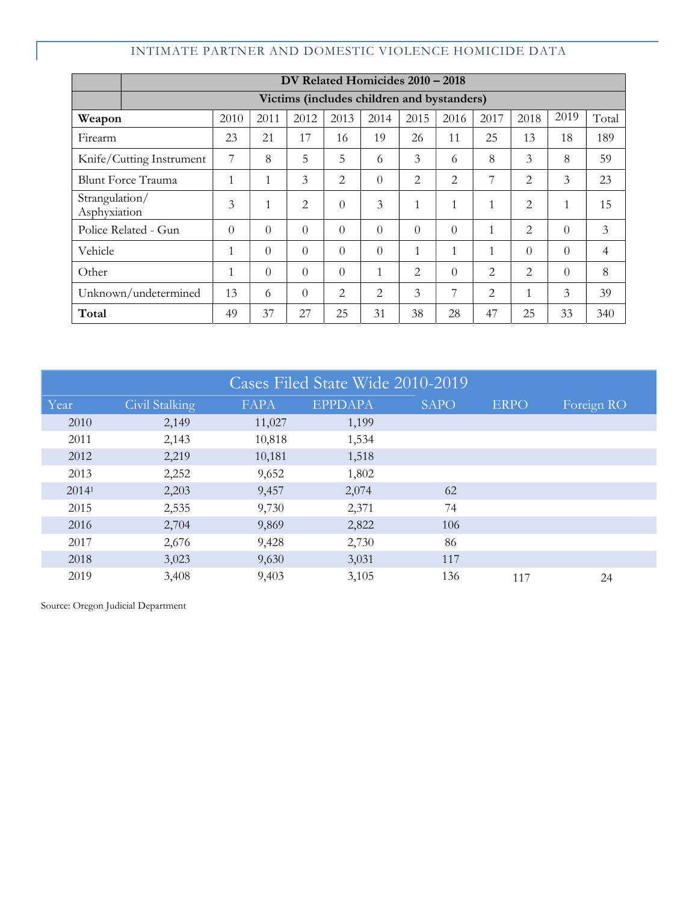| | DV Related Homicides 2010 – 2018 | | | | | | | | | | |
|---|---|---|---|---|---|---|---|---|---|---|---|
| | Victims (includes children and bystanders) | | | | | | | | | | |
| **Weapon** | 2010 | 2011 | 2012 | 2013 | 2014 | 2015 | 2016 | 2017 | 2018 | 2019 | Total |
| Firearm | 23 | 21 | 17 | 16 | 19 | 26 | 11 | 25 | 13 | 18 | 189 |
| Knife/Cutting Instrument | 7 | 8 | 5 | 5 | 6 | 3 | 6 | 8 | 3 | 8 | 59 |
| Blunt Force Trauma | 1 | 1 | 3 | 2 | 0 | 2 | 2 | 7 | 2 | 3 | 23 |
| Strangulation/ Asphyxiation | 3 | 1 | 2 | 0 | 3 | 1 | 1 | 1 | 2 | 1 | 15 |
| Police Related - Gun | 0 | 0 | 0 | 0 | 0 | 0 | 0 | 1 | 2 | 0 | 3 |
| Vehicle | 1 | 0 | 0 | 0 | 0 | 1 | 1 | 1 | 0 | 0 | 4 |
| Other | 1 | 0 | 0 | 0 | 1 | 2 | 0 | 2 | 2 | 0 | 8 |
| Unknown/undetermined | 13 | 6 | 0 | 2 | 2 | 3 | 7 | 2 | 1 | 3 | 39 |
| **Total** | 49 | 37 | 27 | 25 | 31 | 38 | 28 | 47 | 25 | 33 | 340 |

| Cases Filed State Wide 2010-2019 | | | | | | |
|---|---|---|---|---|---|---|
| Year | Civil Stalking | FAPA | EPPDAPA | SAPO | ERPO | Foreign RO |
| 2010 | 2,149 | 11,027 | 1,199 | | | |
| 2011 | 2,143 | 10,818 | 1,534 | | | |
| 2012 | 2,219 | 10,181 | 1,518 | | | |
| 2013 | 2,252 | 9,652 | 1,802 | | | |
| 2014[1] | 2,203 | 9,457 | 2,074 | 62 | | |
| 2015 | 2,535 | 9,730 | 2,371 | 74 | | |
| 2016 | 2,704 | 9,869 | 2,822 | 106 | | |
| 2017 | 2,676 | 9,428 | 2,730 | 86 | | |
| 2018 | 3,023 | 9,630 | 3,031 | 117 | | |
| 2019 | 3,408 | 9,403 | 3,105 | 136 | 117 | 24 |

Source: Oregon Judicial Department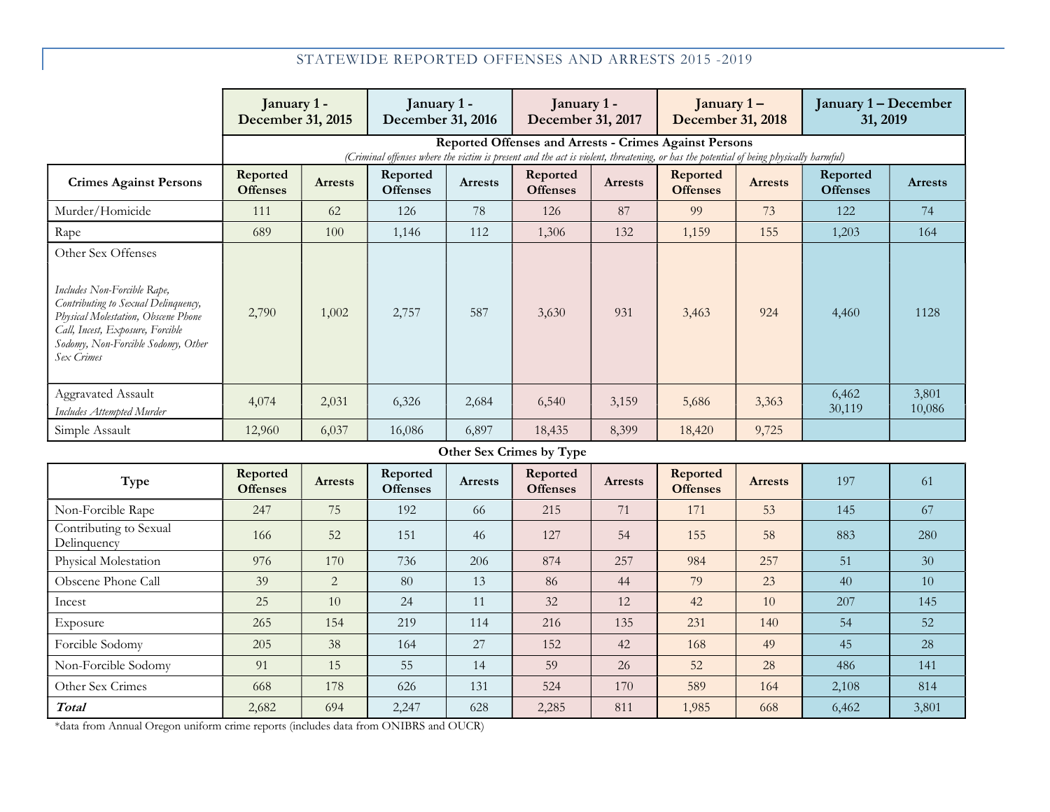## STATEWIDE REPORTED OFFENSES AND ARRESTS 2015 -2019

| | January 1 - December 31, 2015 | | January 1 - December 31, 2016 | | January 1 - December 31, 2017 | | January 1 – December 31, 2018 | | January 1 – December 31, 2019 | |
|---|---|---|---|---|---|---|---|---|---|---|
| | **Reported Offenses and Arrests - Crimes Against Persons** *(Criminal offenses where the victim is present and the act is violent, threatening, or has the potential of being physically harmful)* | | | | | | | | | |
| **Crimes Against Persons** | **Reported Offenses** | **Arrests** | **Reported Offenses** | **Arrests** | **Reported Offenses** | **Arrests** | **Reported Offenses** | **Arrests** | **Reported Offenses** | **Arrests** |
| Murder/Homicide | 111 | 62 | 126 | 78 | 126 | 87 | 99 | 73 | 122 | 74 |
| Rape | 689 | 100 | 1,146 | 112 | 1,306 | 132 | 1,159 | 155 | 1,203 | 164 |
| Other Sex Offenses *Includes Non-Forcible Rape, Contributing to Sexual Delinquency, Physical Molestation, Obscene Phone Call, Incest, Exposure, Forcible Sodomy, Non-Forcible Sodomy, Other Sex Crimes* | 2,790 | 1,002 | 2,757 | 587 | 3,630 | 931 | 3,463 | 924 | 4,460 | 1128 |
| Aggravated Assault *Includes Attempted Murder* | 4,074 | 2,031 | 6,326 | 2,684 | 6,540 | 3,159 | 5,686 | 3,363 | 6,462 30,119 | 3,801 10,086 |
| Simple Assault | 12,960 | 6,037 | 16,086 | 6,897 | 18,435 | 8,399 | 18,420 | 9,725 | | |

**Other Sex Crimes by Type**

| Type | Reported Offenses | Arrests | Reported Offenses | Arrests | Reported Offenses | Arrests | Reported Offenses | Arrests | 197 | 61 |
|---|---|---|---|---|---|---|---|---|---|---|
| Non-Forcible Rape | 247 | 75 | 192 | 66 | 215 | 71 | 171 | 53 | 145 | 67 |
| Contributing to Sexual Delinquency | 166 | 52 | 151 | 46 | 127 | 54 | 155 | 58 | 883 | 280 |
| Physical Molestation | 976 | 170 | 736 | 206 | 874 | 257 | 984 | 257 | 51 | 30 |
| Obscene Phone Call | 39 | 2 | 80 | 13 | 86 | 44 | 79 | 23 | 40 | 10 |
| Incest | 25 | 10 | 24 | 11 | 32 | 12 | 42 | 10 | 207 | 145 |
| Exposure | 265 | 154 | 219 | 114 | 216 | 135 | 231 | 140 | 54 | 52 |
| Forcible Sodomy | 205 | 38 | 164 | 27 | 152 | 42 | 168 | 49 | 45 | 28 |
| Non-Forcible Sodomy | 91 | 15 | 55 | 14 | 59 | 26 | 52 | 28 | 486 | 141 |
| Other Sex Crimes | 668 | 178 | 626 | 131 | 524 | 170 | 589 | 164 | 2,108 | 814 |
| ***Total*** | 2,682 | 694 | 2,247 | 628 | 2,285 | 811 | 1,985 | 668 | 6,462 | 3,801 |

*data from Annual Oregon uniform crime reports (includes data from ONIBRS and OUCR)